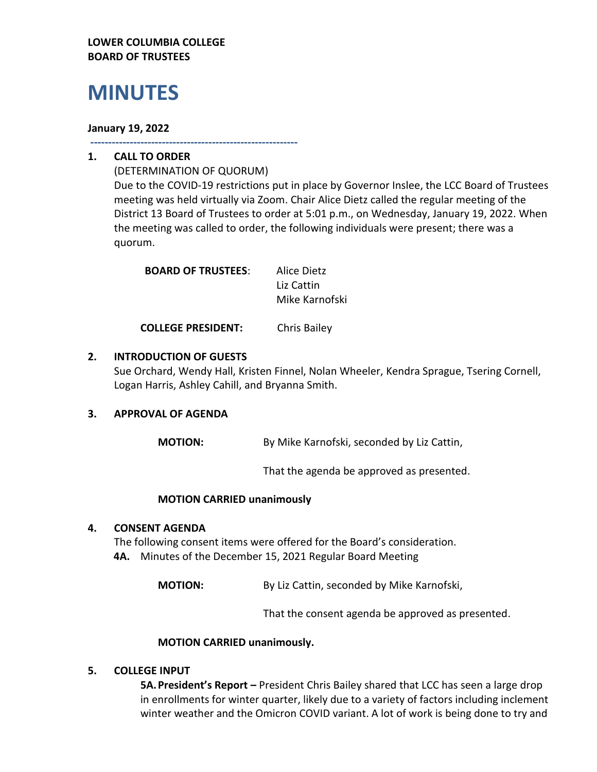**LOWER COLUMBIA COLLEGE**
**BOARD OF TRUSTEES**

# MINUTES

**January 19, 2022**

---

## 1. CALL TO ORDER

(DETERMINATION OF QUORUM)

Due to the COVID-19 restrictions put in place by Governor Inslee, the LCC Board of Trustees meeting was held virtually via Zoom. Chair Alice Dietz called the regular meeting of the District 13 Board of Trustees to order at 5:01 p.m., on Wednesday, January 19, 2022. When the meeting was called to order, the following individuals were present; there was a quorum.

**BOARD OF TRUSTEES**: Alice Dietz
Liz Cattin
Mike Karnofski

**COLLEGE PRESIDENT:** Chris Bailey

## 2. INTRODUCTION OF GUESTS

Sue Orchard, Wendy Hall, Kristen Finnel, Nolan Wheeler, Kendra Sprague, Tsering Cornell, Logan Harris, Ashley Cahill, and Bryanna Smith.

## 3. APPROVAL OF AGENDA

**MOTION:** By Mike Karnofski, seconded by Liz Cattin,

That the agenda be approved as presented.

**MOTION CARRIED unanimously**

## 4. CONSENT AGENDA

The following consent items were offered for the Board's consideration.

**4A.** Minutes of the December 15, 2021 Regular Board Meeting

**MOTION:** By Liz Cattin, seconded by Mike Karnofski,

That the consent agenda be approved as presented.

**MOTION CARRIED unanimously.**

## 5. COLLEGE INPUT

**5A. President's Report –** President Chris Bailey shared that LCC has seen a large drop in enrollments for winter quarter, likely due to a variety of factors including inclement winter weather and the Omicron COVID variant. A lot of work is being done to try and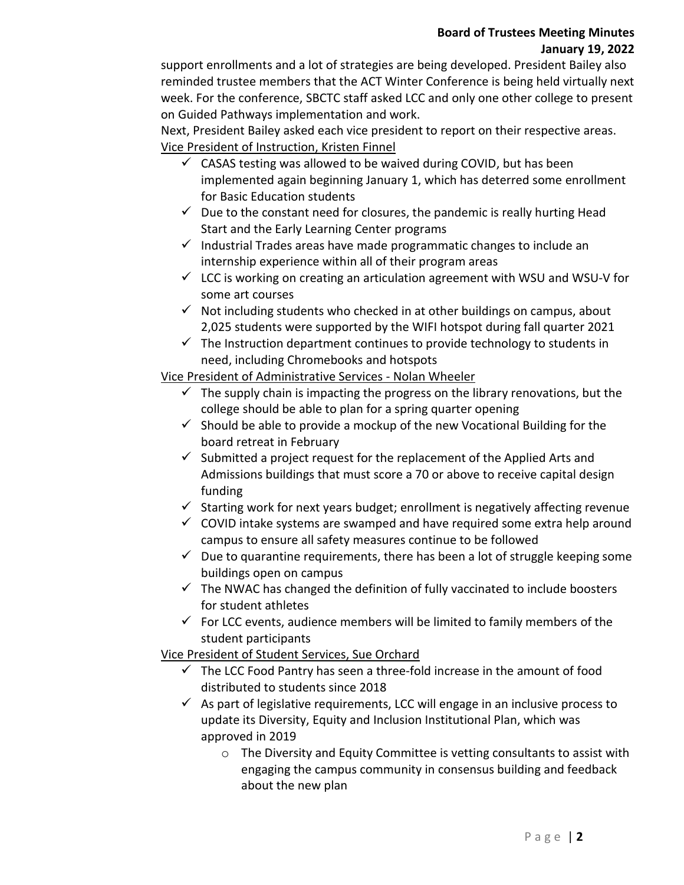support enrollments and a lot of strategies are being developed. President Bailey also reminded trustee members that the ACT Winter Conference is being held virtually next week. For the conference, SBCTC staff asked LCC and only one other college to present on Guided Pathways implementation and work.

Next, President Bailey asked each vice president to report on their respective areas.

Vice President of Instruction, Kristen Finnel

- ✓ CASAS testing was allowed to be waived during COVID, but has been implemented again beginning January 1, which has deterred some enrollment for Basic Education students
- ✓ Due to the constant need for closures, the pandemic is really hurting Head Start and the Early Learning Center programs
- ✓ Industrial Trades areas have made programmatic changes to include an internship experience within all of their program areas
- ✓ LCC is working on creating an articulation agreement with WSU and WSU-V for some art courses
- ✓ Not including students who checked in at other buildings on campus, about 2,025 students were supported by the WIFI hotspot during fall quarter 2021
- ✓ The Instruction department continues to provide technology to students in need, including Chromebooks and hotspots

Vice President of Administrative Services - Nolan Wheeler

- ✓ The supply chain is impacting the progress on the library renovations, but the college should be able to plan for a spring quarter opening
- ✓ Should be able to provide a mockup of the new Vocational Building for the board retreat in February
- ✓ Submitted a project request for the replacement of the Applied Arts and Admissions buildings that must score a 70 or above to receive capital design funding
- ✓ Starting work for next years budget; enrollment is negatively affecting revenue
- ✓ COVID intake systems are swamped and have required some extra help around campus to ensure all safety measures continue to be followed
- ✓ Due to quarantine requirements, there has been a lot of struggle keeping some buildings open on campus
- ✓ The NWAC has changed the definition of fully vaccinated to include boosters for student athletes
- ✓ For LCC events, audience members will be limited to family members of the student participants

Vice President of Student Services, Sue Orchard

- ✓ The LCC Food Pantry has seen a three-fold increase in the amount of food distributed to students since 2018
- ✓ As part of legislative requirements, LCC will engage in an inclusive process to update its Diversity, Equity and Inclusion Institutional Plan, which was approved in 2019
    - The Diversity and Equity Committee is vetting consultants to assist with engaging the campus community in consensus building and feedback about the new plan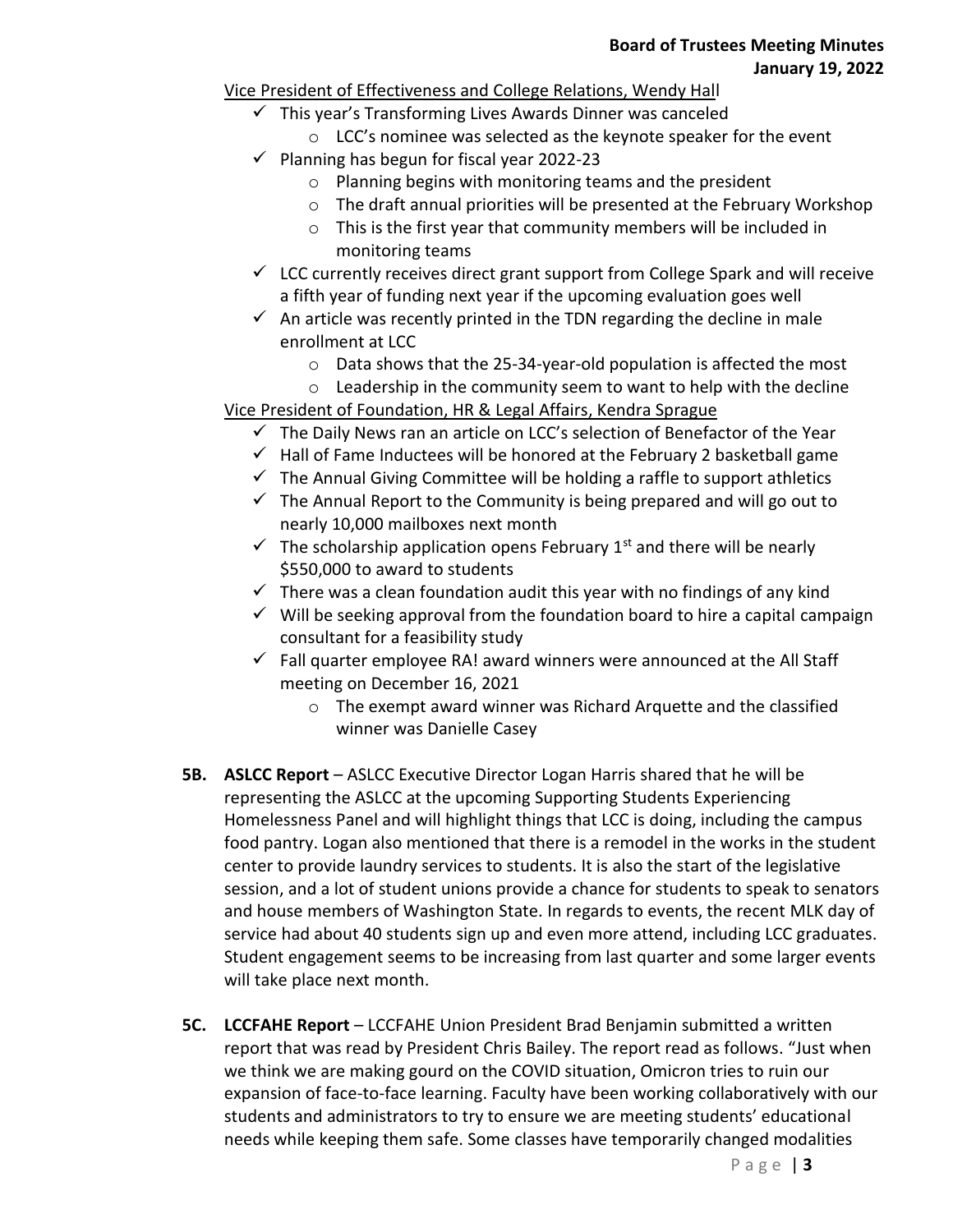Vice President of Effectiveness and College Relations, Wendy Hall

- ✓ This year's Transforming Lives Awards Dinner was canceled
  - LCC's nominee was selected as the keynote speaker for the event
- ✓ Planning has begun for fiscal year 2022-23
  - Planning begins with monitoring teams and the president
  - The draft annual priorities will be presented at the February Workshop
  - This is the first year that community members will be included in monitoring teams
- ✓ LCC currently receives direct grant support from College Spark and will receive a fifth year of funding next year if the upcoming evaluation goes well
- ✓ An article was recently printed in the TDN regarding the decline in male enrollment at LCC
  - Data shows that the 25-34-year-old population is affected the most
  - Leadership in the community seem to want to help with the decline

Vice President of Foundation, HR & Legal Affairs, Kendra Sprague

- ✓ The Daily News ran an article on LCC's selection of Benefactor of the Year
- ✓ Hall of Fame Inductees will be honored at the February 2 basketball game
- ✓ The Annual Giving Committee will be holding a raffle to support athletics
- ✓ The Annual Report to the Community is being prepared and will go out to nearly 10,000 mailboxes next month
- ✓ The scholarship application opens February 1st and there will be nearly $550,000 to award to students
- ✓ There was a clean foundation audit this year with no findings of any kind
- ✓ Will be seeking approval from the foundation board to hire a capital campaign consultant for a feasibility study
- ✓ Fall quarter employee RA! award winners were announced at the All Staff meeting on December 16, 2021
  - The exempt award winner was Richard Arquette and the classified winner was Danielle Casey

**5B. ASLCC Report** – ASLCC Executive Director Logan Harris shared that he will be representing the ASLCC at the upcoming Supporting Students Experiencing Homelessness Panel and will highlight things that LCC is doing, including the campus food pantry. Logan also mentioned that there is a remodel in the works in the student center to provide laundry services to students. It is also the start of the legislative session, and a lot of student unions provide a chance for students to speak to senators and house members of Washington State. In regards to events, the recent MLK day of service had about 40 students sign up and even more attend, including LCC graduates. Student engagement seems to be increasing from last quarter and some larger events will take place next month.

**5C. LCCFAHE Report** – LCCFAHE Union President Brad Benjamin submitted a written report that was read by President Chris Bailey. The report read as follows. "Just when we think we are making gourd on the COVID situation, Omicron tries to ruin our expansion of face-to-face learning. Faculty have been working collaboratively with our students and administrators to try to ensure we are meeting students' educational needs while keeping them safe. Some classes have temporarily changed modalities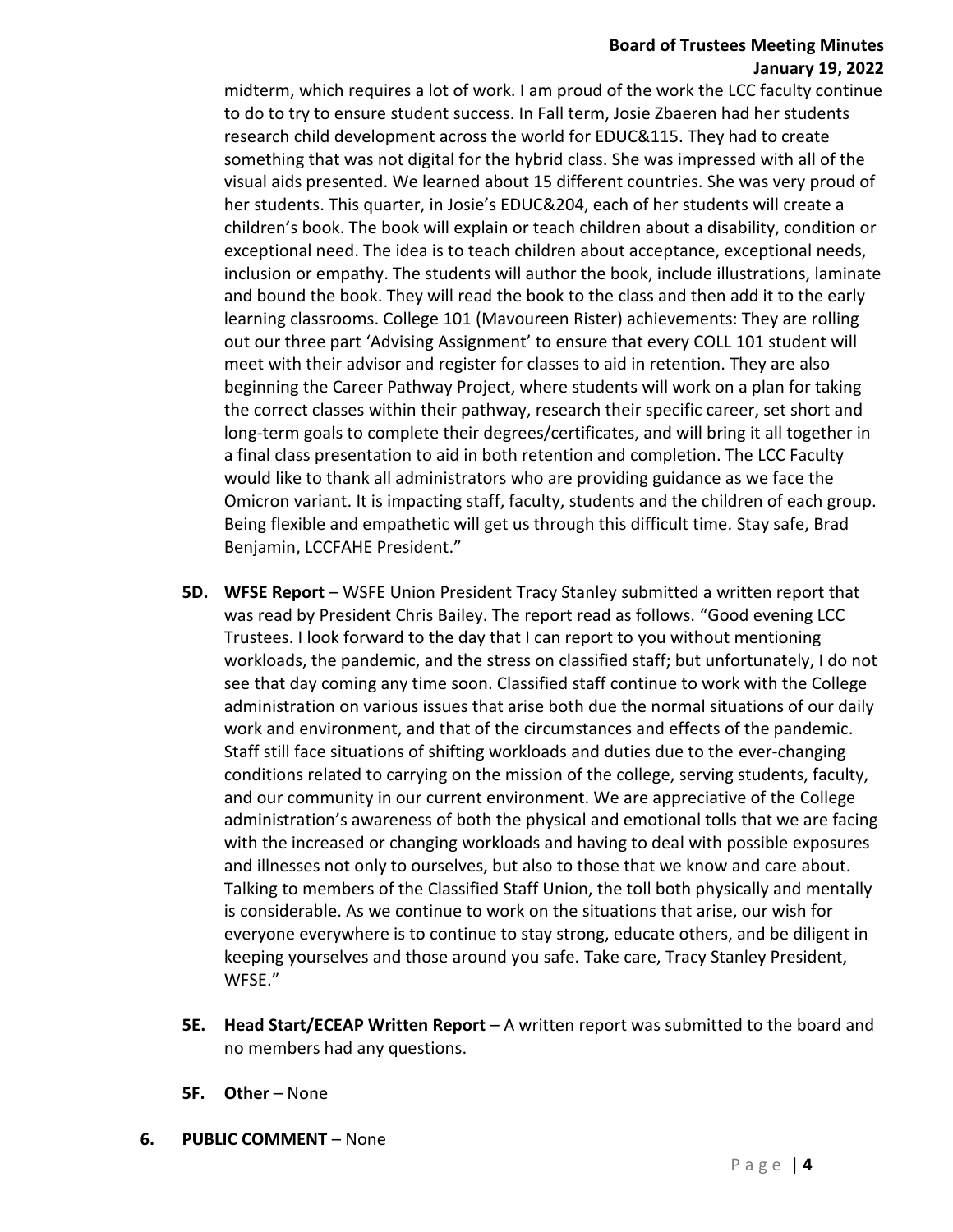midterm, which requires a lot of work. I am proud of the work the LCC faculty continue to do to try to ensure student success. In Fall term, Josie Zbaeren had her students research child development across the world for EDUC&115. They had to create something that was not digital for the hybrid class. She was impressed with all of the visual aids presented. We learned about 15 different countries. She was very proud of her students. This quarter, in Josie's EDUC&204, each of her students will create a children's book. The book will explain or teach children about a disability, condition or exceptional need. The idea is to teach children about acceptance, exceptional needs, inclusion or empathy. The students will author the book, include illustrations, laminate and bound the book. They will read the book to the class and then add it to the early learning classrooms. College 101 (Mavoureen Rister) achievements: They are rolling out our three part 'Advising Assignment' to ensure that every COLL 101 student will meet with their advisor and register for classes to aid in retention. They are also beginning the Career Pathway Project, where students will work on a plan for taking the correct classes within their pathway, research their specific career, set short and long-term goals to complete their degrees/certificates, and will bring it all together in a final class presentation to aid in both retention and completion. The LCC Faculty would like to thank all administrators who are providing guidance as we face the Omicron variant. It is impacting staff, faculty, students and the children of each group. Being flexible and empathetic will get us through this difficult time. Stay safe, Brad Benjamin, LCCFAHE President."

**5D. WFSE Report** – WSFE Union President Tracy Stanley submitted a written report that was read by President Chris Bailey. The report read as follows. "Good evening LCC Trustees. I look forward to the day that I can report to you without mentioning workloads, the pandemic, and the stress on classified staff; but unfortunately, I do not see that day coming any time soon. Classified staff continue to work with the College administration on various issues that arise both due the normal situations of our daily work and environment, and that of the circumstances and effects of the pandemic. Staff still face situations of shifting workloads and duties due to the ever-changing conditions related to carrying on the mission of the college, serving students, faculty, and our community in our current environment. We are appreciative of the College administration's awareness of both the physical and emotional tolls that we are facing with the increased or changing workloads and having to deal with possible exposures and illnesses not only to ourselves, but also to those that we know and care about. Talking to members of the Classified Staff Union, the toll both physically and mentally is considerable. As we continue to work on the situations that arise, our wish for everyone everywhere is to continue to stay strong, educate others, and be diligent in keeping yourselves and those around you safe. Take care, Tracy Stanley President, WFSE."

**5E. Head Start/ECEAP Written Report** – A written report was submitted to the board and no members had any questions.

**5F. Other** – None

**6. PUBLIC COMMENT** – None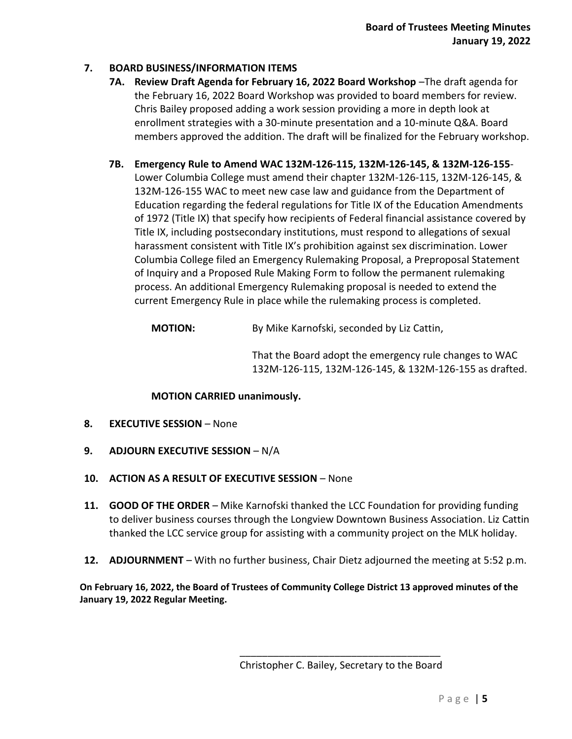7. **BOARD BUSINESS/INFORMATION ITEMS**

   **7A. Review Draft Agenda for February 16, 2022 Board Workshop** –The draft agenda for the February 16, 2022 Board Workshop was provided to board members for review. Chris Bailey proposed adding a work session providing a more in depth look at enrollment strategies with a 30-minute presentation and a 10-minute Q&A. Board members approved the addition. The draft will be finalized for the February workshop.

   **7B. Emergency Rule to Amend WAC 132M-126-115, 132M-126-145, & 132M-126-155**- Lower Columbia College must amend their chapter 132M-126-115, 132M-126-145, & 132M-126-155 WAC to meet new case law and guidance from the Department of Education regarding the federal regulations for Title IX of the Education Amendments of 1972 (Title IX) that specify how recipients of Federal financial assistance covered by Title IX, including postsecondary institutions, must respond to allegations of sexual harassment consistent with Title IX's prohibition against sex discrimination. Lower Columbia College filed an Emergency Rulemaking Proposal, a Preproposal Statement of Inquiry and a Proposed Rule Making Form to follow the permanent rulemaking process. An additional Emergency Rulemaking proposal is needed to extend the current Emergency Rule in place while the rulemaking process is completed.

   **MOTION:** By Mike Karnofski, seconded by Liz Cattin,

   That the Board adopt the emergency rule changes to WAC 132M-126-115, 132M-126-145, & 132M-126-155 as drafted.

   **MOTION CARRIED unanimously.**

8. **EXECUTIVE SESSION** – None

9. **ADJOURN EXECUTIVE SESSION** – N/A

10. **ACTION AS A RESULT OF EXECUTIVE SESSION** – None

11. **GOOD OF THE ORDER** – Mike Karnofski thanked the LCC Foundation for providing funding to deliver business courses through the Longview Downtown Business Association. Liz Cattin thanked the LCC service group for assisting with a community project on the MLK holiday.

12. **ADJOURNMENT** – With no further business, Chair Dietz adjourned the meeting at 5:52 p.m.

**On February 16, 2022, the Board of Trustees of Community College District 13 approved minutes of the January 19, 2022 Regular Meeting.**

\_\_\_\_\_\_\_\_\_\_\_\_\_\_\_\_\_\_\_\_\_\_\_\_\_\_\_\_\_\_\_\_\_\_\_\_

Christopher C. Bailey, Secretary to the Board